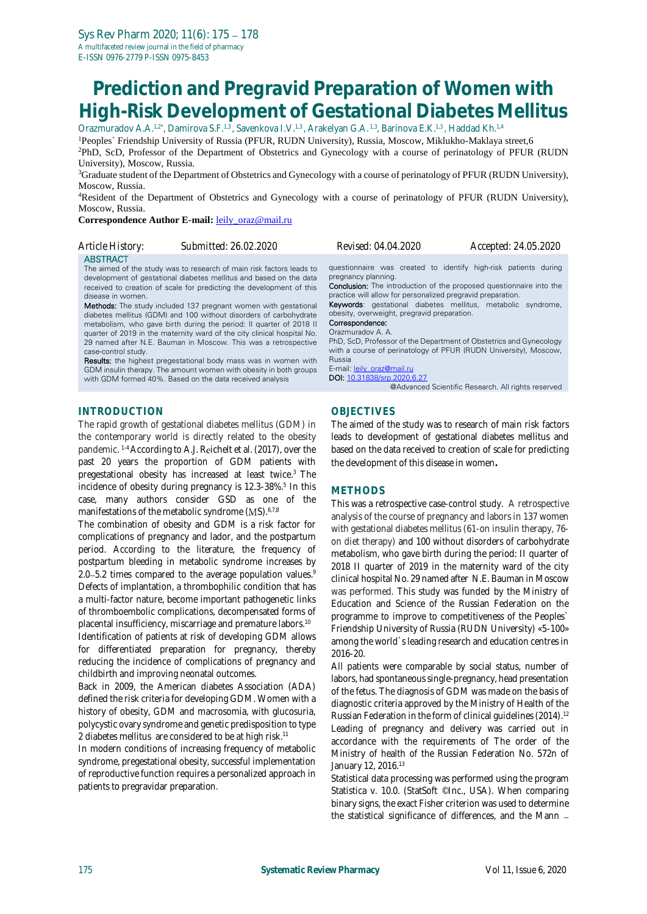# Prediction and Pregravid Preparation of Women with High-Risk Development of Gestational Diabetes Mellitus

Orazmuradov A.A.[1,2*], Damirova S.F.[1,3], Savenkova I.V.[1,3], Arakelyan G.A.[1,3], Barinova E.K.[1,3], Haddad Kh.[1,4]

[1]Peoples` Friendship University of Russia (PFUR, RUDN University), Russia, Moscow, Miklukho-Maklaya street,6

[2]PhD, ScD, Professor of the Department of Obstetrics and Gynecology with a course of perinatology of PFUR (RUDN University), Moscow, Russia.

[3]Graduate student of the Department of Obstetrics and Gynecology with a course of perinatology of PFUR (RUDN University), Moscow, Russia.

[4]Resident of the Department of Obstetrics and Gynecology with a course of perinatology of PFUR (RUDN University), Moscow, Russia.

**Correspondence Author E-mail:** leily_oraz@mail.ru

Article History: Submitted: 26.02.2020 Revised: 04.04.2020 Accepted: 24.05.2020

## ABSTRACT

The aimed of the study was to research of main risk factors leads to development of gestational diabetes mellitus and based on the data received to creation of scale for predicting the development of this disease in women.

**Methods:** The study included 137 pregnant women with gestational diabetes mellitus (GDM) and 100 without disorders of carbohydrate metabolism, who gave birth during the period: II quarter of 2018 II quarter of 2019 in the maternity ward of the city clinical hospital No. 29 named after N.E. Bauman in Moscow. This was a retrospective case-control study.

**Results:** the highest pregestational body mass was in women with GDM insulin therapy. The amount women with obesity in both groups with GDM formed 40%. Based on the data received analysis questionnaire was created to identify high-risk patients during pregnancy planning.

**Conclusion:** The introduction of the proposed questionnaire into the practice will allow for personalized pregravid preparation.

**Keywords**: gestational diabetes mellitus, metabolic syndrome, obesity, overweight, pregravid preparation.

**Correspondence:**
Orazmuradov A. A.
PhD, ScD, Professor of the Department of Obstetrics and Gynecology with a course of perinatology of PFUR (RUDN University), Moscow, Russia
E-mail: leily_oraz@mail.ru
DOI: 10.31838/srp.2020.6.27

@Advanced Scientific Research. All rights reserved

## INTRODUCTION

The rapid growth of gestational diabetes mellitus (GDM) in the contemporary world is directly related to the obesity pandemic.[1-4] According to A.J. Reichelt et al. (2017), over the past 20 years the proportion of GDM patients with pregestational obesity has increased at least twice.[3] The incidence of obesity during pregnancy is 12.3-38%.[5] In this case, many authors consider GSD as one of the manifestations of the metabolic syndrome (MS).[6,7,8]

The combination of obesity and GDM is a risk factor for complications of pregnancy and lador, and the postpartum period. According to the literature, the frequency of postpartum bleeding in metabolic syndrome increases by 2.0–5.2 times compared to the average population values.[9] Defects of implantation, a thrombophilic condition that has a multi-factor nature, become important pathogenetic links of thromboembolic complications, decompensated forms of placental insufficiency, miscarriage and premature labors.[10]

Identification of patients at risk of developing GDM allows for differentiated preparation for pregnancy, thereby reducing the incidence of complications of pregnancy and childbirth and improving neonatal outcomes.

Back in 2009, the American diabetes Association (ADA) defined the risk criteria for developing GDM. Women with a history of obesity, GDM and macrosomia, with glucosuria, polycystic ovary syndrome and genetic predisposition to type 2 diabetes mellitus are considered to be at high risk.[11]

In modern conditions of increasing frequency of metabolic syndrome, pregestational obesity, successful implementation of reproductive function requires a personalized approach in patients to pregravidar preparation.

## OBJECTIVES

The aimed of the study was to research of main risk factors leads to development of gestational diabetes mellitus and based on the data received to creation of scale for predicting the development of this disease in women**.**

## METHODS

This was a retrospective case-control study. A retrospective analysis of the course of pregnancy and labors in 137 women with gestational diabetes mellitus (61-on insulin therapy, 76-on diet therapy) and 100 without disorders of carbohydrate metabolism, who gave birth during the period: II quarter of 2018 II quarter of 2019 in the maternity ward of the city clinical hospital No. 29 named after N.E. Bauman in Moscow was performed. This study was funded by the Ministry of Education and Science of the Russian Federation on the programme to improve to competitiveness of the Peoples` Friendship University of Russia (RUDN University) «5-100» among the world`s leading research and education centres in 2016-20.

All patients were comparable by social status, number of labors, had spontaneous single-pregnancy, head presentation of the fetus. The diagnosis of GDM was made on the basis of diagnostic criteria approved by the Ministry of Health of the Russian Federation in the form of clinical guidelines (2014).[12] Leading of pregnancy and delivery was carried out in accordance with the requirements of The order of the Ministry of health of the Russian Federation No. 572n of January 12, 2016.[13]

Statistical data processing was performed using the program Statistica v. 10.0. (StatSoft ©Inc., USA). When comparing binary signs, the exact Fisher criterion was used to determine the statistical significance of differences, and the Mann –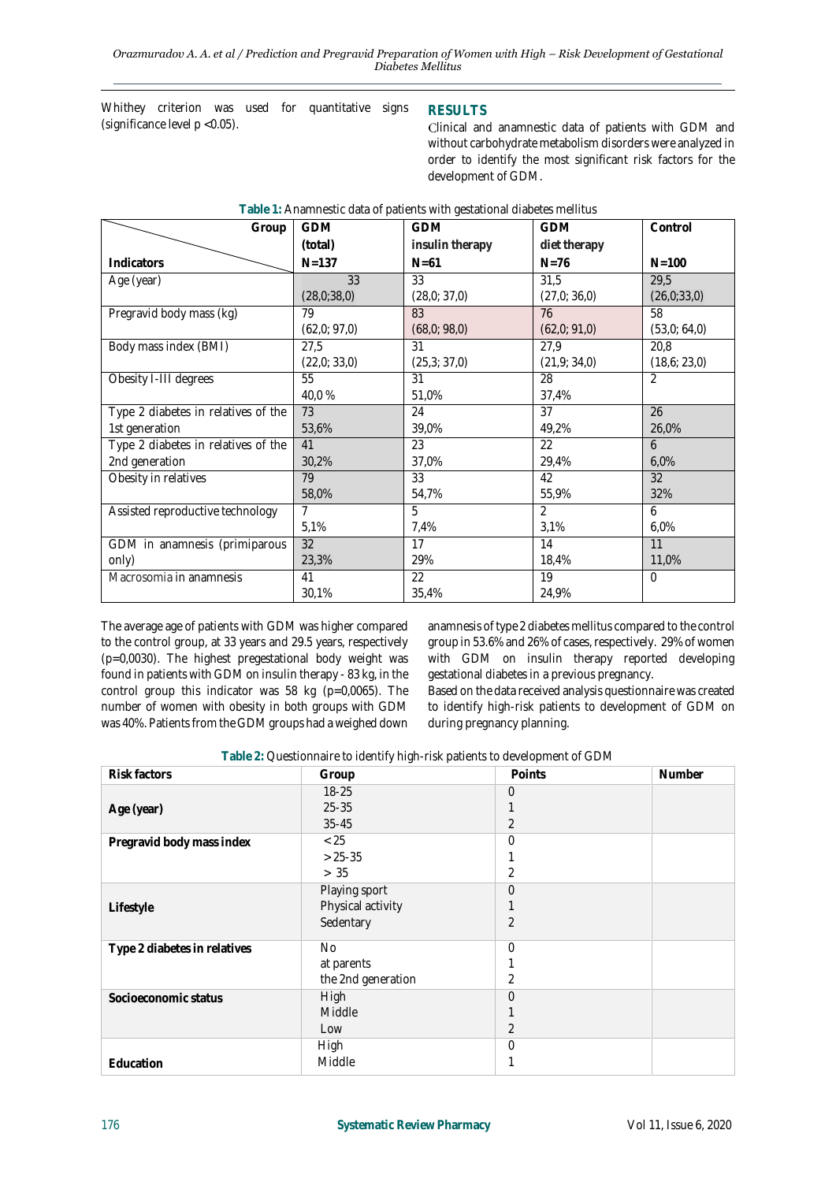Whithey criterion was used for quantitative signs (significance level p <0.05).

## RESULTS

Clinical and anamnestic data of patients with GDM and without carbohydrate metabolism disorders were analyzed in order to identify the most significant risk factors for the development of GDM.

**Table 1:** Anamnestic data of patients with gestational diabetes mellitus

| Indicators \ Group | GDM (total) N=137 | GDM insulin therapy N=61 | GDM diet therapy N=76 | Control N=100 |
|---|---|---|---|---|
| Age (year) | 33 (28,0;38,0) | 33 (28,0; 37,0) | 31,5 (27,0; 36,0) | 29,5 (26,0;33,0) |
| Pregravid body mass (kg) | 79 (62,0; 97,0) | 83 (68,0; 98,0) | 76 (62,0; 91,0) | 58 (53,0; 64,0) |
| Body mass index (BMI) | 27,5 (22,0; 33,0) | 31 (25,3; 37,0) | 27,9 (21,9; 34,0) | 20,8 (18,6; 23,0) |
| Obesity I-III degrees | 55 40,0 % | 31 51,0% | 28 37,4% | 2 |
| Type 2 diabetes in relatives of the 1st generation | 73 53,6% | 24 39,0% | 37 49,2% | 26 26,0% |
| Type 2 diabetes in relatives of the 2nd generation | 41 30,2% | 23 37,0% | 22 29,4% | 6 6,0% |
| Obesity in relatives | 79 58,0% | 33 54,7% | 42 55,9% | 32 32% |
| Assisted reproductive technology | 7 5,1% | 5 7,4% | 2 3,1% | 6 6,0% |
| GDM in anamnesis (primiparous only) | 32 23,3% | 17 29% | 14 18,4% | 11 11,0% |
| Macrosomia in anamnesis | 41 30,1% | 22 35,4% | 19 24,9% | 0 |

The average age of patients with GDM was higher compared to the control group, at 33 years and 29.5 years, respectively (p=0,0030). The highest pregestational body weight was found in patients with GDM on insulin therapy - 83 kg, in the control group this indicator was 58 kg (p=0,0065). The number of women with obesity in both groups with GDM was 40%. Patients from the GDM groups had a weighed down anamnesis of type 2 diabetes mellitus compared to the control group in 53.6% and 26% of cases, respectively. 29% of women with GDM on insulin therapy reported developing gestational diabetes in a previous pregnancy.

Based on the data received analysis questionnaire was created to identify high-risk patients to development of GDM on during pregnancy planning.

**Table 2:** Questionnaire to identify high-risk patients to development of GDM

| Risk factors | Group | Points | Number |
|---|---|---|---|
| Age (year) | 18-25 | 0 | |
| | 25-35 | 1 | |
| | 35-45 | 2 | |
| Pregravid body mass index | < 25 | 0 | |
| | > 25-35 | 1 | |
| | > 35 | 2 | |
| Lifestyle | Playing sport | 0 | |
| | Physical activity | 1 | |
| | Sedentary | 2 | |
| Type 2 diabetes in relatives | No | 0 | |
| | at parents | 1 | |
| | the 2nd generation | 2 | |
| Socioeconomic status | High | 0 | |
| | Middle | 1 | |
| | Low | 2 | |
| Education | High | 0 | |
| | Middle | 1 | |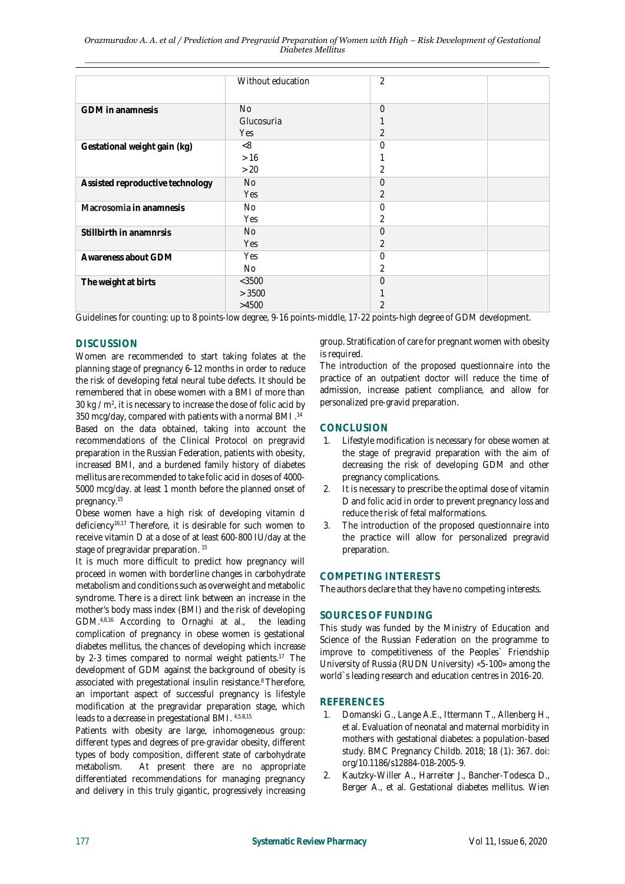| | | | |
|---|---|---|---|
| | Without education | 2 | |
| **GDM in anamnesis** | No<br>Glucosuria<br>Yes | 0<br>1<br>2 | |
| **Gestational weight gain (kg)** | <8<br>> 16<br>> 20 | 0<br>1<br>2 | |
| **Assisted reproductive technology** | No<br>Yes | 0<br>2 | |
| **Macrosomia in anamnesis** | No<br>Yes | 0<br>2 | |
| **Stillbirth in anamnrsis** | No<br>Yes | 0<br>2 | |
| **Awareness about GDM** | Yes<br>No | 0<br>2 | |
| **The weight at birts** | <3500<br>> 3500<br>>4500 | 0<br>1<br>2 | |

Guidelines for counting: up to 8 points-low degree, 9-16 points-middle, 17-22 points-high degree of GDM development.

## DISCUSSION

Women are recommended to start taking folates at the planning stage of pregnancy 6-12 months in order to reduce the risk of developing fetal neural tube defects. It should be remembered that in obese women with a BMI of more than 30 kg / m$^2$, it is necessary to increase the dose of folic acid by 350 mcg/day, compared with patients with a normal BMI .[14]

Based on the data obtained, taking into account the recommendations of the Clinical Protocol on pregravid preparation in the Russian Federation, patients with obesity, increased BMI, and a burdened family history of diabetes mellitus are recommended to take folic acid in doses of 4000-5000 mcg/day. at least 1 month before the planned onset of pregnancy.[15]

Obese women have a high risk of developing vitamin d deficiency[16,17] Therefore, it is desirable for such women to receive vitamin D at a dose of at least 600-800 IU/day at the stage of pregravidar preparation. [15]

It is much more difficult to predict how pregnancy will proceed in women with borderline changes in carbohydrate metabolism and conditions such as overweight and metabolic syndrome. There is a direct link between an increase in the mother's body mass index (BMI) and the risk of developing GDM.[4,8,16] According to Ornaghi at al., the leading complication of pregnancy in obese women is gestational diabetes mellitus, the chances of developing which increase by 2-3 times compared to normal weight patients.[17] The development of GDM against the background of obesity is associated with pregestational insulin resistance.[8] Therefore, an important aspect of successful pregnancy is lifestyle modification at the pregravidar preparation stage, which leads to a decrease in pregestational BMI. [4,5,8,15]

Patients with obesity are large, inhomogeneous group: different types and degrees of pre-gravidar obesity, different types of body composition, different state of carbohydrate metabolism. At present there are no appropriate differentiated recommendations for managing pregnancy and delivery in this truly gigantic, progressively increasing group. Stratification of care for pregnant women with obesity is required.

The introduction of the proposed questionnaire into the practice of an outpatient doctor will reduce the time of admission, increase patient compliance, and allow for personalized pre-gravid preparation.

## CONCLUSION

1. Lifestyle modification is necessary for obese women at the stage of pregravid preparation with the aim of decreasing the risk of developing GDM and other pregnancy complications.
2. It is necessary to prescribe the optimal dose of vitamin D and folic acid in order to prevent pregnancy loss and reduce the risk of fetal malformations.
3. The introduction of the proposed questionnaire into the practice will allow for personalized pregravid preparation.

## COMPETING INTERESTS

The authors declare that they have no competing interests.

## SOURCES OF FUNDING

This study was funded by the Ministry of Education and Science of the Russian Federation on the programme to improve to competitiveness of the Peoples` Friendship University of Russia (RUDN University) «5-100» among the world`s leading research and education centres in 2016-20.

## REFERENCES

1. Domanski G., Lange A.E., Ittermann T., Allenberg H., et al. Evaluation of neonatal and maternal morbidity in mothers with gestational diabetes: a population-based study. BMC Pregnancy Childb. 2018; 18 (1): 367. doi: org/10.1186/s12884-018-2005-9.
2. Kautzky-Willer A., Harreiter J., Bancher-Todesca D., Berger A., et al. Gestational diabetes mellitus. Wien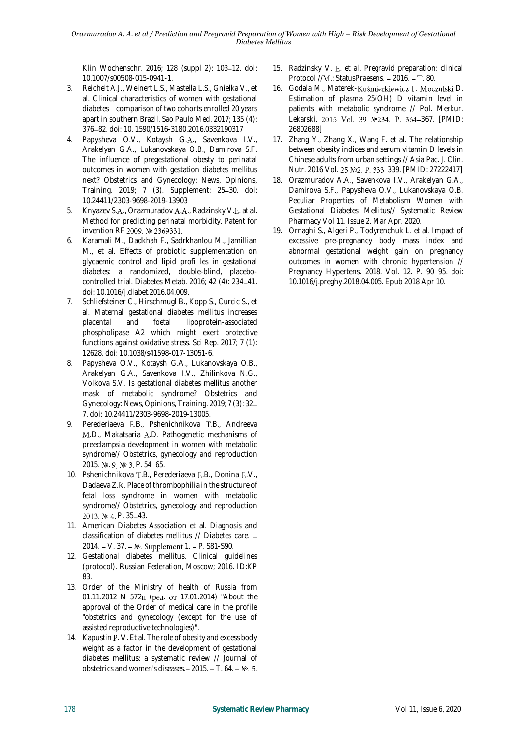Klin Wochenschr. 2016; 128 (suppl 2): 103–12. doi: 10.1007/s00508-015-0941-1.

3. Reichelt A.J., Weinert L.S., Mastella L.S., Gnielka V., et al. Clinical characteristics of women with gestational diabetes – comparison of two cohorts enrolled 20 years apart in southern Brazil. Sao Paulo Med. 2017; 135 (4): 376–82. doi: 10. 1590/1516-3180.2016.0332190317
4. Papysheva O.V., Kotaysh G.A., Savenkova I.V., Arakelyan G.A., Lukanovskaya O.B., Damirova S.F. The influence of pregestational obesty to perinatal outcomes in women with gestation diabetes mellitus next? Obstetrics and Gynecology: News, Opinions, Training. 2019; 7 (3). Supplement: 25–30. doi: 10.24411/2303-9698-2019-13903
5. Knyazev S.A., Orazmuradov A.A., Radzinsky V.E. at al. Method for predicting perinatal morbidity. Patent for invention RF 2009. № 2369331.
6. Karamali M., Dadkhah F., Sadrkhanlou M., Jamillian M., et al. Effects of probiotic supplementation on glycaemic control and lipid profi les in gestational diabetes: a randomized, double-blind, placebo-controlled trial. Diabetes Metab. 2016; 42 (4): 234–41. doi: 10.1016/j.diabet.2016.04.009.
7. Schliefsteiner C., Hirschmugl B., Kopp S., Curcic S., et al. Maternal gestational diabetes mellitus increases placental and foetal lipoprotein-associated phospholipase A2 which might exert protective functions against oxidative stress. Sci Rep. 2017; 7 (1): 12628. doi: 10.1038/s41598-017-13051-6.
8. Papysheva O.V., Kotaysh G.A., Lukanovskaya O.B., Arakelyan G.A., Savenkova I.V., Zhilinkova N.G., Volkova S.V. Is gestational diabetes mellitus another mask of metabolic syndrome? Obstetrics and Gynecology: News, Opinions, Training. 2019; 7 (3): 32–7. doi: 10.24411/2303-9698-2019-13005.
9. Perederiaeva E.B., Pshenichnikova T.B., Andreeva M.D., Makatsaria A.D. Pathogenetic mechanisms of preeclampsia development in women with metabolic syndrome// Obstetrics, gynecology and reproduction 2015. №. 9, № 3. P. 54–65.
10. Pshenichnikova T.B., Perederiaeva E.B., Donina E.V., Dadaeva Z.K. Place of thrombophilia in the structure of fetal loss syndrome in women with metabolic syndrome// Obstetrics, gynecology and reproduction 2013. № 4. P. 35–43.
11. American Diabetes Association et al. Diagnosis and classification of diabetes mellitus // Diabetes care. – 2014. – V. 37. – №. Supplement 1. – P. S81-S90.
12. Gestational diabetes mellitus. Clinical guidelines (protocol). Russian Federation, Moscow; 2016. ID:KP 83.
13. Order of the Ministry of health of Russia from 01.11.2012 N 572н (ред. от 17.01.2014) "About the approval of the Order of medical care in the profile "obstetrics and gynecology (except for the use of assisted reproductive technologies)".
14. Kapustin P. V. Et al. The role of obesity and excess body weight as a factor in the development of gestational diabetes mellitus: a systematic review // Journal of obstetrics and women's diseases.– 2015. – T. 64. – №. 5.
15. Radzinsky V. E. et al. Pregravid preparation: clinical Protocol //M.: StatusPraesens. – 2016. – T. 80.
16. Godala M., Materek-Kuśmierkiewicz I., Moczulski D. Estimation of plasma 25(OH) D vitamin level in patients with metabolic syndrome // Pol. Merkur. Lekarski. 2015 Vol. 39 №234. P. 364–367. [PMID: 26802688]
17. Zhang Y., Zhang X., Wang F. et al. The relationship between obesity indices and serum vitamin D levels in Chinese adults from urban settings // Asia Pac. J. Clin. Nutr. 2016 Vol. 25 №2. P. 333–339. [PMID: 27222417]
18. Orazmuradov A.A., Savenkova I.V., Arakelyan G.A., Damirova S.F., Papysheva O.V., Lukanovskaya O.B. Peculiar Properties of Metabolism Women with Gestational Diabetes Mellitus// Systematic Review Pharmacy Vol 11, Issue 2, Mar Apr, 2020.
19. Ornaghi S., Algeri P., Todyrenchuk L. et al. Impact of excessive pre-pregnancy body mass index and abnormal gestational weight gain on pregnancy outcomes in women with chronic hypertension // Pregnancy Hypertens. 2018. Vol. 12. P. 90–95. doi: 10.1016/j.preghy.2018.04.005. Epub 2018 Apr 10.